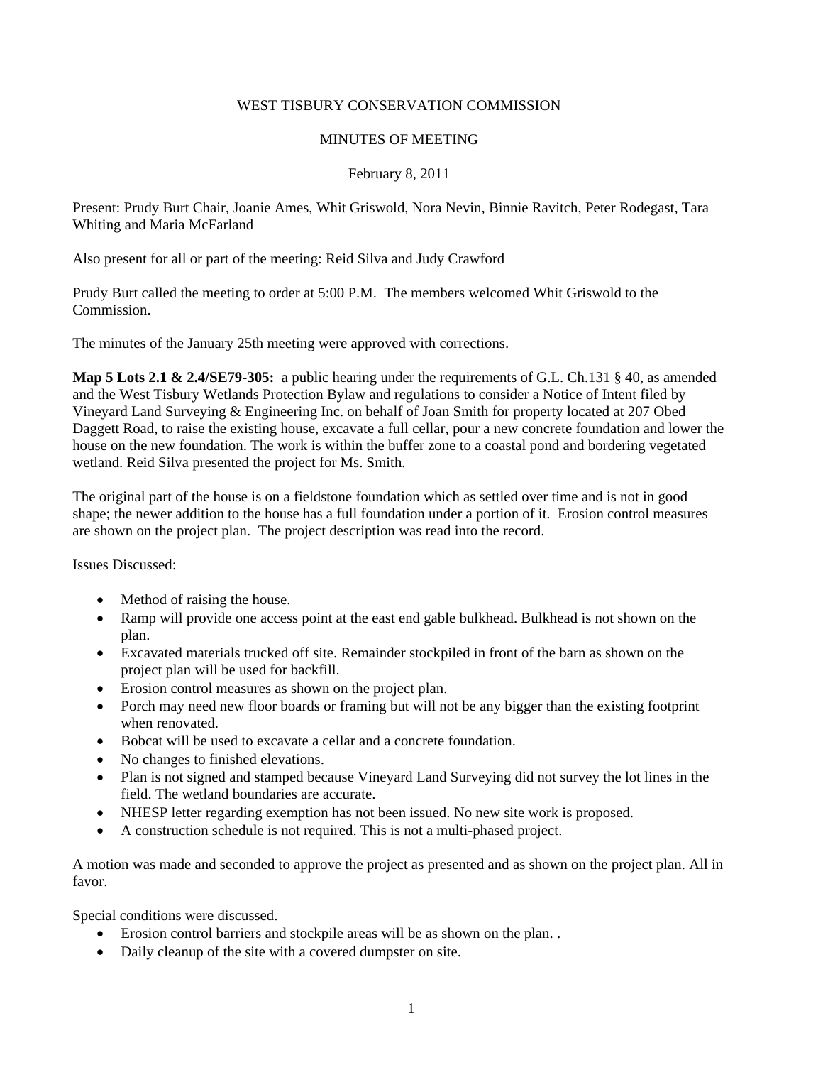WEST TISBURY CONSERVATION COMMISSION

MINUTES OF MEETING

February 8, 2011

Present: Prudy Burt Chair, Joanie Ames, Whit Griswold, Nora Nevin, Binnie Ravitch, Peter Rodegast, Tara Whiting and Maria McFarland

Also present for all or part of the meeting: Reid Silva and Judy Crawford

Prudy Burt called the meeting to order at 5:00 P.M. The members welcomed Whit Griswold to the Commission.

The minutes of the January 25th meeting were approved with corrections.

**Map 5 Lots 2.1 & 2.4/SE79-305:** a public hearing under the requirements of G.L. Ch.131 § 40, as amended and the West Tisbury Wetlands Protection Bylaw and regulations to consider a Notice of Intent filed by Vineyard Land Surveying & Engineering Inc. on behalf of Joan Smith for property located at 207 Obed Daggett Road, to raise the existing house, excavate a full cellar, pour a new concrete foundation and lower the house on the new foundation. The work is within the buffer zone to a coastal pond and bordering vegetated wetland. Reid Silva presented the project for Ms. Smith.

The original part of the house is on a fieldstone foundation which as settled over time and is not in good shape; the newer addition to the house has a full foundation under a portion of it. Erosion control measures are shown on the project plan. The project description was read into the record.

Issues Discussed:

- Method of raising the house.
- Ramp will provide one access point at the east end gable bulkhead. Bulkhead is not shown on the plan.
- Excavated materials trucked off site. Remainder stockpiled in front of the barn as shown on the project plan will be used for backfill.
- Erosion control measures as shown on the project plan.
- Porch may need new floor boards or framing but will not be any bigger than the existing footprint when renovated.
- Bobcat will be used to excavate a cellar and a concrete foundation.
- No changes to finished elevations.
- Plan is not signed and stamped because Vineyard Land Surveying did not survey the lot lines in the field. The wetland boundaries are accurate.
- NHESP letter regarding exemption has not been issued. No new site work is proposed.
- A construction schedule is not required. This is not a multi-phased project.

A motion was made and seconded to approve the project as presented and as shown on the project plan. All in favor.

Special conditions were discussed.

- Erosion control barriers and stockpile areas will be as shown on the plan. .
- Daily cleanup of the site with a covered dumpster on site.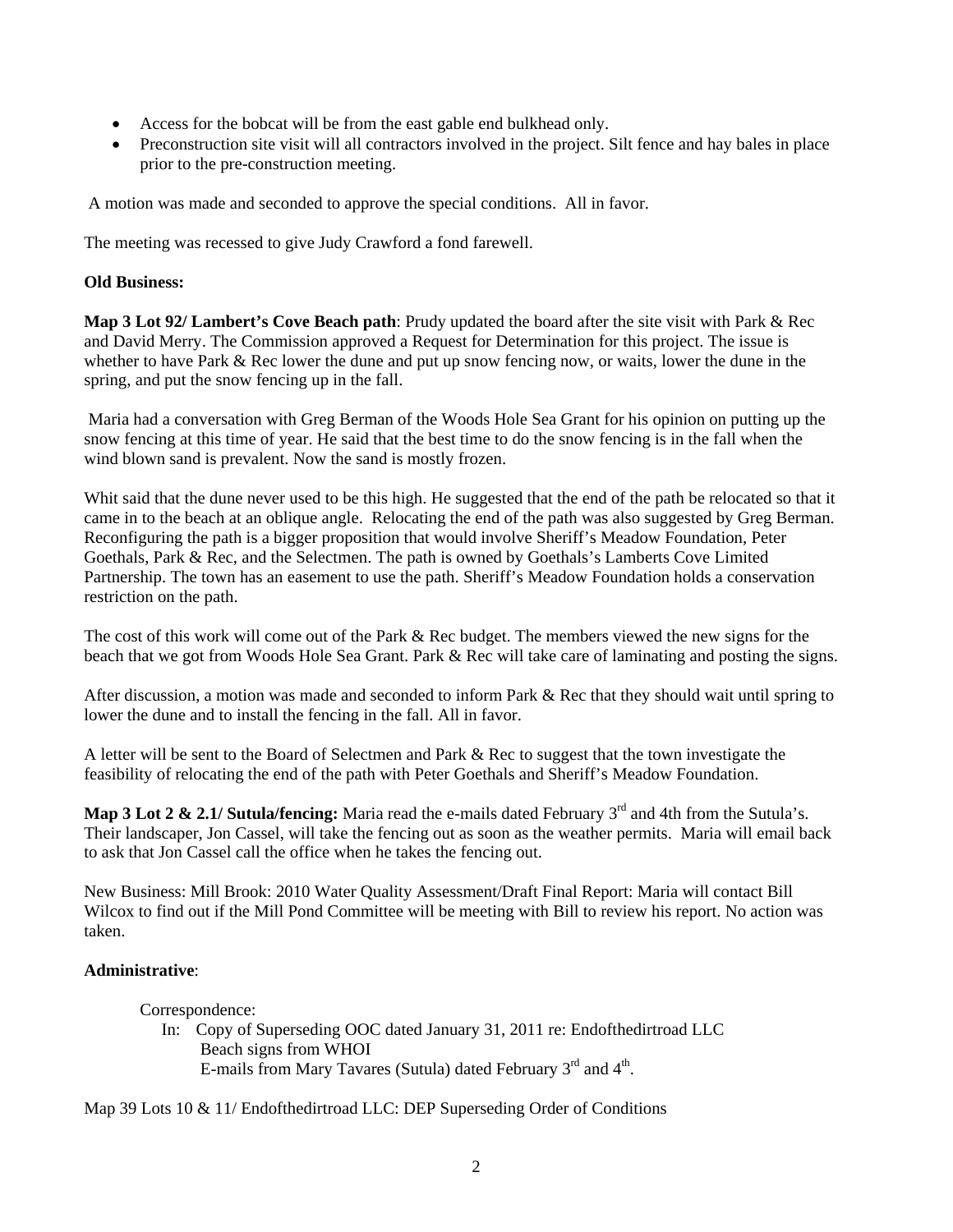- Access for the bobcat will be from the east gable end bulkhead only.
- Preconstruction site visit will all contractors involved in the project. Silt fence and hay bales in place prior to the pre-construction meeting.

A motion was made and seconded to approve the special conditions. All in favor.

The meeting was recessed to give Judy Crawford a fond farewell.

**Old Business:**

**Map 3 Lot 92/ Lambert's Cove Beach path**: Prudy updated the board after the site visit with Park & Rec and David Merry. The Commission approved a Request for Determination for this project. The issue is whether to have Park & Rec lower the dune and put up snow fencing now, or waits, lower the dune in the spring, and put the snow fencing up in the fall.

Maria had a conversation with Greg Berman of the Woods Hole Sea Grant for his opinion on putting up the snow fencing at this time of year. He said that the best time to do the snow fencing is in the fall when the wind blown sand is prevalent. Now the sand is mostly frozen.

Whit said that the dune never used to be this high. He suggested that the end of the path be relocated so that it came in to the beach at an oblique angle. Relocating the end of the path was also suggested by Greg Berman. Reconfiguring the path is a bigger proposition that would involve Sheriff's Meadow Foundation, Peter Goethals, Park & Rec, and the Selectmen. The path is owned by Goethals's Lamberts Cove Limited Partnership. The town has an easement to use the path. Sheriff's Meadow Foundation holds a conservation restriction on the path.

The cost of this work will come out of the Park & Rec budget. The members viewed the new signs for the beach that we got from Woods Hole Sea Grant. Park & Rec will take care of laminating and posting the signs.

After discussion, a motion was made and seconded to inform Park & Rec that they should wait until spring to lower the dune and to install the fencing in the fall. All in favor.

A letter will be sent to the Board of Selectmen and Park & Rec to suggest that the town investigate the feasibility of relocating the end of the path with Peter Goethals and Sheriff's Meadow Foundation.

**Map 3 Lot 2 & 2.1/ Sutula/fencing:** Maria read the e-mails dated February 3rd and 4th from the Sutula's. Their landscaper, Jon Cassel, will take the fencing out as soon as the weather permits. Maria will email back to ask that Jon Cassel call the office when he takes the fencing out.

New Business: Mill Brook: 2010 Water Quality Assessment/Draft Final Report: Maria will contact Bill Wilcox to find out if the Mill Pond Committee will be meeting with Bill to review his report. No action was taken.

**Administrative**:

Correspondence:
In: Copy of Superseding OOC dated January 31, 2011 re: Endofthedirtroad LLC
Beach signs from WHOI
E-mails from Mary Tavares (Sutula) dated February 3rd and 4th.

Map 39 Lots 10 & 11/ Endofthedirtroad LLC: DEP Superseding Order of Conditions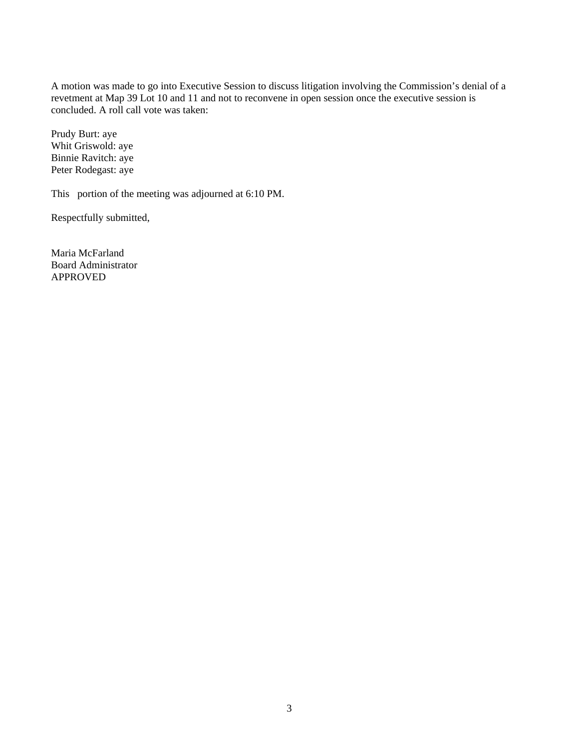A motion was made to go into Executive Session to discuss litigation involving the Commission's denial of a revetment at Map 39 Lot 10 and 11 and not to reconvene in open session once the executive session is concluded. A roll call vote was taken:

Prudy Burt: aye
Whit Griswold: aye
Binnie Ravitch: aye
Peter Rodegast: aye

This portion of the meeting was adjourned at 6:10 PM.

Respectfully submitted,

Maria McFarland
Board Administrator
APPROVED